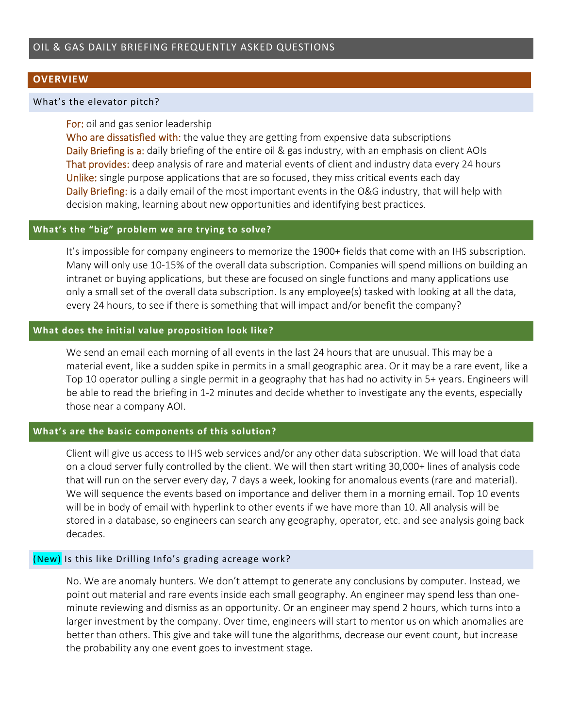# OIL & GAS DAILY BRIEFING FREQUENTLY ASKED QUESTIONS

## OVERVIEW

### What's the elevator pitch?

For: oil and gas senior leadership
Who are dissatisfied with: the value they are getting from expensive data subscriptions
Daily Briefing is a: daily briefing of the entire oil & gas industry, with an emphasis on client AOIs
That provides: deep analysis of rare and material events of client and industry data every 24 hours
Unlike: single purpose applications that are so focused, they miss critical events each day
Daily Briefing: is a daily email of the most important events in the O&G industry, that will help with decision making, learning about new opportunities and identifying best practices.

### What's the "big" problem we are trying to solve?

It's impossible for company engineers to memorize the 1900+ fields that come with an IHS subscription. Many will only use 10-15% of the overall data subscription. Companies will spend millions on building an intranet or buying applications, but these are focused on single functions and many applications use only a small set of the overall data subscription. Is any employee(s) tasked with looking at all the data, every 24 hours, to see if there is something that will impact and/or benefit the company?

### What does the initial value proposition look like?

We send an email each morning of all events in the last 24 hours that are unusual. This may be a material event, like a sudden spike in permits in a small geographic area. Or it may be a rare event, like a Top 10 operator pulling a single permit in a geography that has had no activity in 5+ years. Engineers will be able to read the briefing in 1-2 minutes and decide whether to investigate any the events, especially those near a company AOI.

### What's are the basic components of this solution?

Client will give us access to IHS web services and/or any other data subscription. We will load that data on a cloud server fully controlled by the client. We will then start writing 30,000+ lines of analysis code that will run on the server every day, 7 days a week, looking for anomalous events (rare and material). We will sequence the events based on importance and deliver them in a morning email. Top 10 events will be in body of email with hyperlink to other events if we have more than 10. All analysis will be stored in a database, so engineers can search any geography, operator, etc. and see analysis going back decades.

### (New) Is this like Drilling Info's grading acreage work?

No. We are anomaly hunters. We don't attempt to generate any conclusions by computer. Instead, we point out material and rare events inside each small geography. An engineer may spend less than one-minute reviewing and dismiss as an opportunity. Or an engineer may spend 2 hours, which turns into a larger investment by the company. Over time, engineers will start to mentor us on which anomalies are better than others. This give and take will tune the algorithms, decrease our event count, but increase the probability any one event goes to investment stage.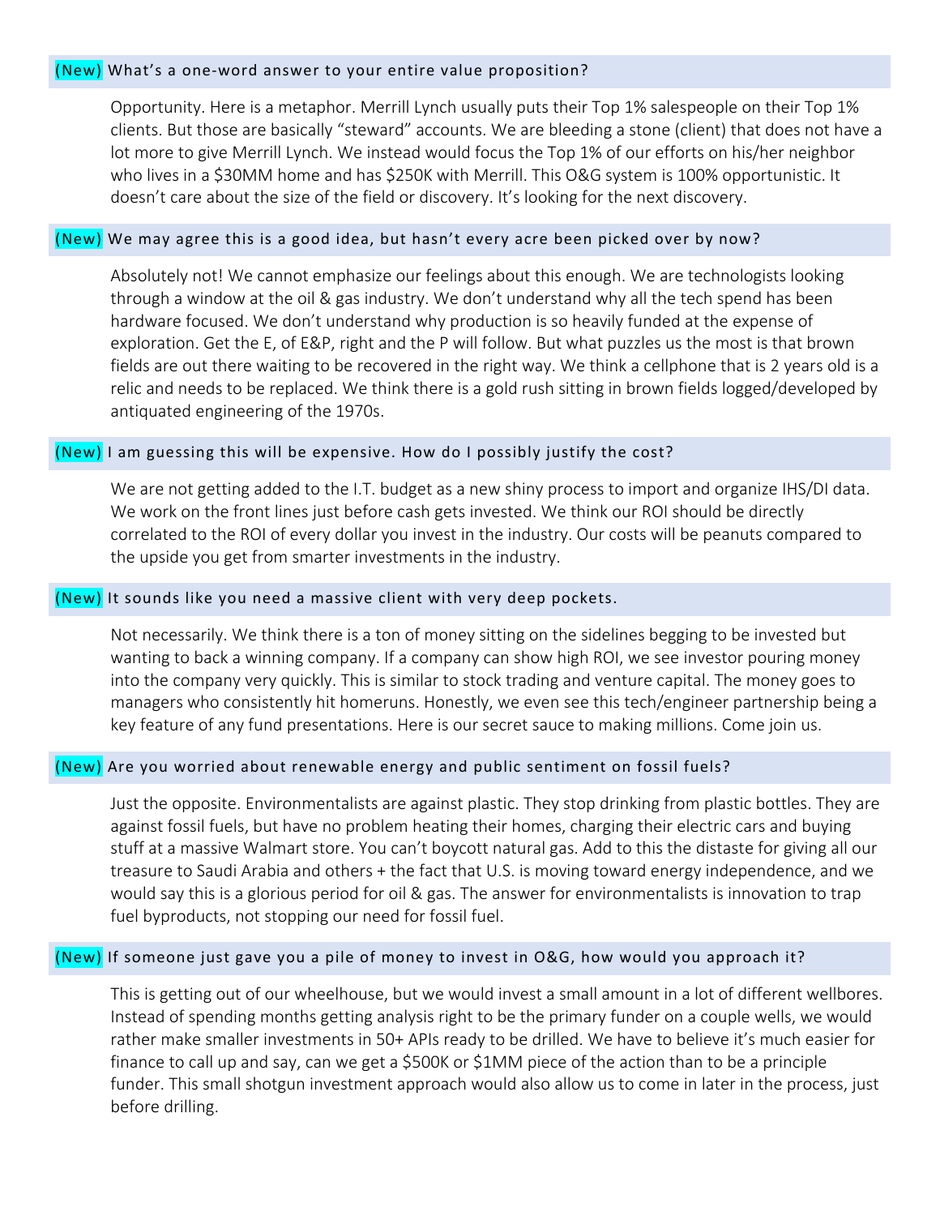### (New) What's a one-word answer to your entire value proposition?

Opportunity. Here is a metaphor. Merrill Lynch usually puts their Top 1% salespeople on their Top 1% clients. But those are basically "steward" accounts. We are bleeding a stone (client) that does not have a lot more to give Merrill Lynch. We instead would focus the Top 1% of our efforts on his/her neighbor who lives in a $30MM home and has $250K with Merrill. This O&G system is 100% opportunistic. It doesn't care about the size of the field or discovery. It's looking for the next discovery.

### (New) We may agree this is a good idea, but hasn't every acre been picked over by now?

Absolutely not! We cannot emphasize our feelings about this enough. We are technologists looking through a window at the oil & gas industry. We don't understand why all the tech spend has been hardware focused. We don't understand why production is so heavily funded at the expense of exploration. Get the E, of E&P, right and the P will follow. But what puzzles us the most is that brown fields are out there waiting to be recovered in the right way. We think a cellphone that is 2 years old is a relic and needs to be replaced. We think there is a gold rush sitting in brown fields logged/developed by antiquated engineering of the 1970s.

### (New) I am guessing this will be expensive. How do I possibly justify the cost?

We are not getting added to the I.T. budget as a new shiny process to import and organize IHS/DI data. We work on the front lines just before cash gets invested. We think our ROI should be directly correlated to the ROI of every dollar you invest in the industry. Our costs will be peanuts compared to the upside you get from smarter investments in the industry.

### (New) It sounds like you need a massive client with very deep pockets.

Not necessarily. We think there is a ton of money sitting on the sidelines begging to be invested but wanting to back a winning company. If a company can show high ROI, we see investor pouring money into the company very quickly. This is similar to stock trading and venture capital. The money goes to managers who consistently hit homeruns. Honestly, we even see this tech/engineer partnership being a key feature of any fund presentations. Here is our secret sauce to making millions. Come join us.

### (New) Are you worried about renewable energy and public sentiment on fossil fuels?

Just the opposite. Environmentalists are against plastic. They stop drinking from plastic bottles. They are against fossil fuels, but have no problem heating their homes, charging their electric cars and buying stuff at a massive Walmart store. You can't boycott natural gas. Add to this the distaste for giving all our treasure to Saudi Arabia and others + the fact that U.S. is moving toward energy independence, and we would say this is a glorious period for oil & gas. The answer for environmentalists is innovation to trap fuel byproducts, not stopping our need for fossil fuel.

### (New) If someone just gave you a pile of money to invest in O&G, how would you approach it?

This is getting out of our wheelhouse, but we would invest a small amount in a lot of different wellbores. Instead of spending months getting analysis right to be the primary funder on a couple wells, we would rather make smaller investments in 50+ APIs ready to be drilled. We have to believe it's much easier for finance to call up and say, can we get a $500K or $1MM piece of the action than to be a principle funder. This small shotgun investment approach would also allow us to come in later in the process, just before drilling.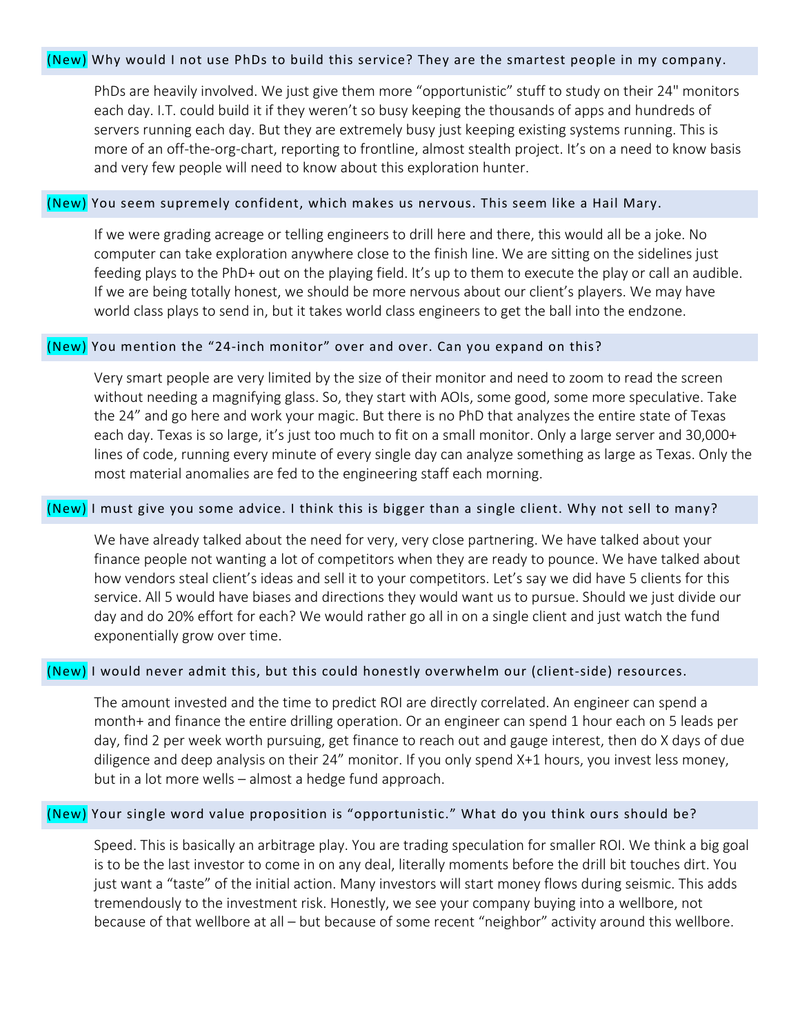**(New) Why would I not use PhDs to build this service? They are the smartest people in my company.**

PhDs are heavily involved. We just give them more "opportunistic" stuff to study on their 24" monitors each day. I.T. could build it if they weren't so busy keeping the thousands of apps and hundreds of servers running each day. But they are extremely busy just keeping existing systems running. This is more of an off-the-org-chart, reporting to frontline, almost stealth project. It's on a need to know basis and very few people will need to know about this exploration hunter.

**(New) You seem supremely confident, which makes us nervous. This seem like a Hail Mary.**

If we were grading acreage or telling engineers to drill here and there, this would all be a joke. No computer can take exploration anywhere close to the finish line. We are sitting on the sidelines just feeding plays to the PhD+ out on the playing field. It's up to them to execute the play or call an audible. If we are being totally honest, we should be more nervous about our client's players. We may have world class plays to send in, but it takes world class engineers to get the ball into the endzone.

**(New) You mention the "24-inch monitor" over and over. Can you expand on this?**

Very smart people are very limited by the size of their monitor and need to zoom to read the screen without needing a magnifying glass. So, they start with AOIs, some good, some more speculative. Take the 24" and go here and work your magic. But there is no PhD that analyzes the entire state of Texas each day. Texas is so large, it's just too much to fit on a small monitor. Only a large server and 30,000+ lines of code, running every minute of every single day can analyze something as large as Texas. Only the most material anomalies are fed to the engineering staff each morning.

**(New) I must give you some advice. I think this is bigger than a single client. Why not sell to many?**

We have already talked about the need for very, very close partnering. We have talked about your finance people not wanting a lot of competitors when they are ready to pounce. We have talked about how vendors steal client's ideas and sell it to your competitors. Let's say we did have 5 clients for this service. All 5 would have biases and directions they would want us to pursue. Should we just divide our day and do 20% effort for each? We would rather go all in on a single client and just watch the fund exponentially grow over time.

**(New) I would never admit this, but this could honestly overwhelm our (client-side) resources.**

The amount invested and the time to predict ROI are directly correlated. An engineer can spend a month+ and finance the entire drilling operation. Or an engineer can spend 1 hour each on 5 leads per day, find 2 per week worth pursuing, get finance to reach out and gauge interest, then do X days of due diligence and deep analysis on their 24" monitor. If you only spend X+1 hours, you invest less money, but in a lot more wells – almost a hedge fund approach.

**(New) Your single word value proposition is "opportunistic." What do you think ours should be?**

Speed. This is basically an arbitrage play. You are trading speculation for smaller ROI. We think a big goal is to be the last investor to come in on any deal, literally moments before the drill bit touches dirt. You just want a "taste" of the initial action. Many investors will start money flows during seismic. This adds tremendously to the investment risk. Honestly, we see your company buying into a wellbore, not because of that wellbore at all – but because of some recent "neighbor" activity around this wellbore.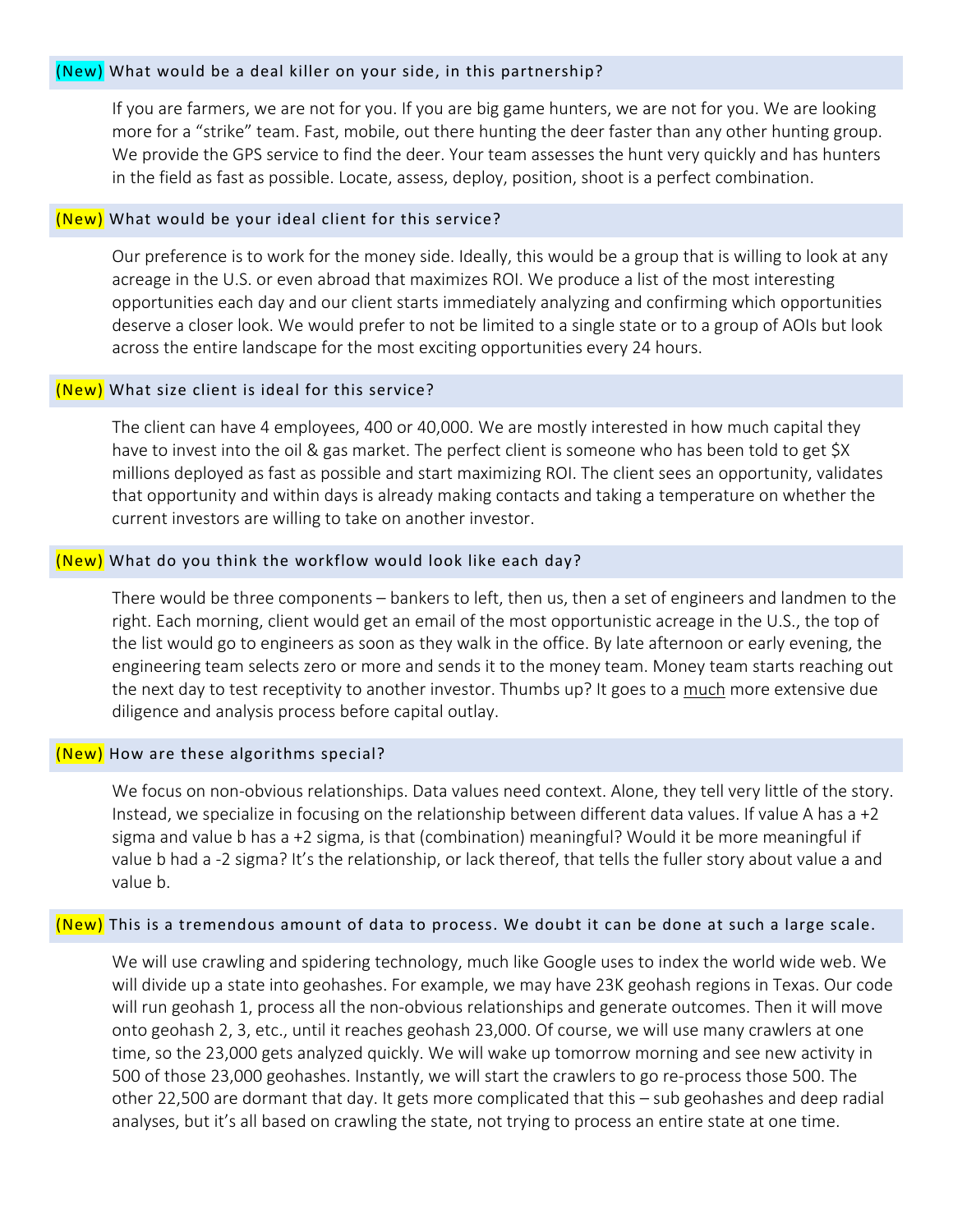### (New) What would be a deal killer on your side, in this partnership?

If you are farmers, we are not for you. If you are big game hunters, we are not for you. We are looking more for a "strike" team. Fast, mobile, out there hunting the deer faster than any other hunting group. We provide the GPS service to find the deer. Your team assesses the hunt very quickly and has hunters in the field as fast as possible. Locate, assess, deploy, position, shoot is a perfect combination.

### (New) What would be your ideal client for this service?

Our preference is to work for the money side. Ideally, this would be a group that is willing to look at any acreage in the U.S. or even abroad that maximizes ROI. We produce a list of the most interesting opportunities each day and our client starts immediately analyzing and confirming which opportunities deserve a closer look. We would prefer to not be limited to a single state or to a group of AOIs but look across the entire landscape for the most exciting opportunities every 24 hours.

### (New) What size client is ideal for this service?

The client can have 4 employees, 400 or 40,000. We are mostly interested in how much capital they have to invest into the oil & gas market. The perfect client is someone who has been told to get $X millions deployed as fast as possible and start maximizing ROI. The client sees an opportunity, validates that opportunity and within days is already making contacts and taking a temperature on whether the current investors are willing to take on another investor.

### (New) What do you think the workflow would look like each day?

There would be three components – bankers to left, then us, then a set of engineers and landmen to the right. Each morning, client would get an email of the most opportunistic acreage in the U.S., the top of the list would go to engineers as soon as they walk in the office. By late afternoon or early evening, the engineering team selects zero or more and sends it to the money team. Money team starts reaching out the next day to test receptivity to another investor. Thumbs up? It goes to a <u>much</u> more extensive due diligence and analysis process before capital outlay.

### (New) How are these algorithms special?

We focus on non-obvious relationships. Data values need context. Alone, they tell very little of the story. Instead, we specialize in focusing on the relationship between different data values. If value A has a +2 sigma and value b has a +2 sigma, is that (combination) meaningful? Would it be more meaningful if value b had a -2 sigma? It's the relationship, or lack thereof, that tells the fuller story about value a and value b.

### (New) This is a tremendous amount of data to process. We doubt it can be done at such a large scale.

We will use crawling and spidering technology, much like Google uses to index the world wide web. We will divide up a state into geohashes. For example, we may have 23K geohash regions in Texas. Our code will run geohash 1, process all the non-obvious relationships and generate outcomes. Then it will move onto geohash 2, 3, etc., until it reaches geohash 23,000. Of course, we will use many crawlers at one time, so the 23,000 gets analyzed quickly. We will wake up tomorrow morning and see new activity in 500 of those 23,000 geohashes. Instantly, we will start the crawlers to go re-process those 500. The other 22,500 are dormant that day. It gets more complicated that this – sub geohashes and deep radial analyses, but it's all based on crawling the state, not trying to process an entire state at one time.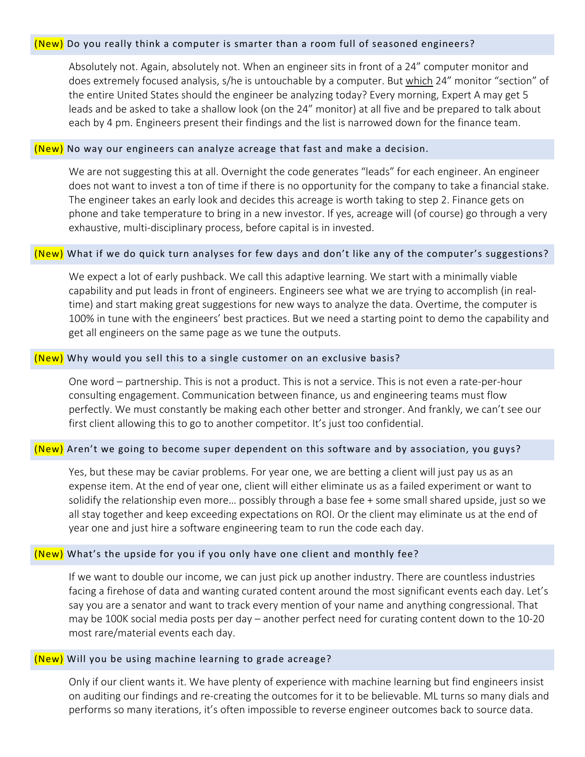### (New) Do you really think a computer is smarter than a room full of seasoned engineers?

Absolutely not. Again, absolutely not. When an engineer sits in front of a 24" computer monitor and does extremely focused analysis, s/he is untouchable by a computer. But <u>which</u> 24" monitor "section" of the entire United States should the engineer be analyzing today? Every morning, Expert A may get 5 leads and be asked to take a shallow look (on the 24" monitor) at all five and be prepared to talk about each by 4 pm. Engineers present their findings and the list is narrowed down for the finance team.

### (New) No way our engineers can analyze acreage that fast and make a decision.

We are not suggesting this at all. Overnight the code generates "leads" for each engineer. An engineer does not want to invest a ton of time if there is no opportunity for the company to take a financial stake. The engineer takes an early look and decides this acreage is worth taking to step 2. Finance gets on phone and take temperature to bring in a new investor. If yes, acreage will (of course) go through a very exhaustive, multi-disciplinary process, before capital is in invested.

### (New) What if we do quick turn analyses for few days and don't like any of the computer's suggestions?

We expect a lot of early pushback. We call this adaptive learning. We start with a minimally viable capability and put leads in front of engineers. Engineers see what we are trying to accomplish (in real-time) and start making great suggestions for new ways to analyze the data. Overtime, the computer is 100% in tune with the engineers' best practices. But we need a starting point to demo the capability and get all engineers on the same page as we tune the outputs.

### (New) Why would you sell this to a single customer on an exclusive basis?

One word – partnership. This is not a product. This is not a service. This is not even a rate-per-hour consulting engagement. Communication between finance, us and engineering teams must flow perfectly. We must constantly be making each other better and stronger. And frankly, we can't see our first client allowing this to go to another competitor. It's just too confidential.

### (New) Aren't we going to become super dependent on this software and by association, you guys?

Yes, but these may be caviar problems. For year one, we are betting a client will just pay us as an expense item. At the end of year one, client will either eliminate us as a failed experiment or want to solidify the relationship even more… possibly through a base fee + some small shared upside, just so we all stay together and keep exceeding expectations on ROI. Or the client may eliminate us at the end of year one and just hire a software engineering team to run the code each day.

### (New) What's the upside for you if you only have one client and monthly fee?

If we want to double our income, we can just pick up another industry. There are countless industries facing a firehose of data and wanting curated content around the most significant events each day. Let's say you are a senator and want to track every mention of your name and anything congressional. That may be 100K social media posts per day – another perfect need for curating content down to the 10-20 most rare/material events each day.

### (New) Will you be using machine learning to grade acreage?

Only if our client wants it. We have plenty of experience with machine learning but find engineers insist on auditing our findings and re-creating the outcomes for it to be believable. ML turns so many dials and performs so many iterations, it's often impossible to reverse engineer outcomes back to source data.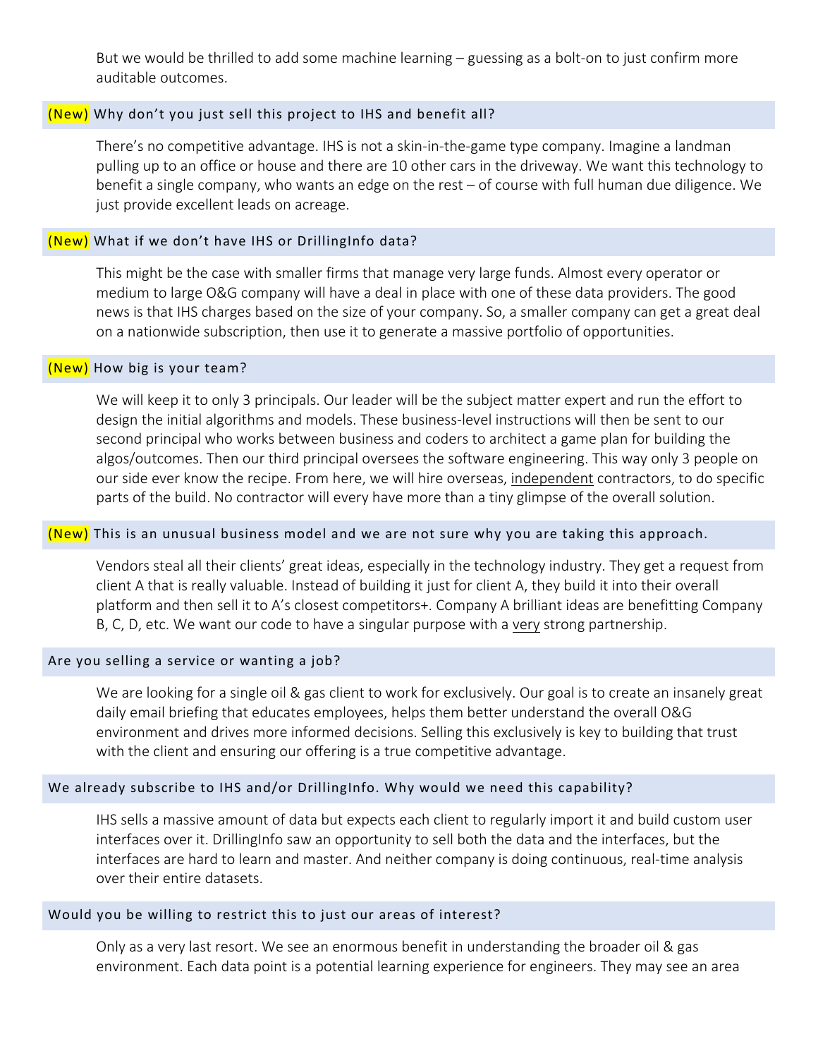But we would be thrilled to add some machine learning – guessing as a bolt-on to just confirm more auditable outcomes.

### (New) Why don't you just sell this project to IHS and benefit all?

There's no competitive advantage. IHS is not a skin-in-the-game type company. Imagine a landman pulling up to an office or house and there are 10 other cars in the driveway. We want this technology to benefit a single company, who wants an edge on the rest – of course with full human due diligence. We just provide excellent leads on acreage.

### (New) What if we don't have IHS or DrillingInfo data?

This might be the case with smaller firms that manage very large funds. Almost every operator or medium to large O&G company will have a deal in place with one of these data providers. The good news is that IHS charges based on the size of your company. So, a smaller company can get a great deal on a nationwide subscription, then use it to generate a massive portfolio of opportunities.

### (New) How big is your team?

We will keep it to only 3 principals. Our leader will be the subject matter expert and run the effort to design the initial algorithms and models. These business-level instructions will then be sent to our second principal who works between business and coders to architect a game plan for building the algos/outcomes. Then our third principal oversees the software engineering. This way only 3 people on our side ever know the recipe. From here, we will hire overseas, <u>independent</u> contractors, to do specific parts of the build. No contractor will every have more than a tiny glimpse of the overall solution.

### (New) This is an unusual business model and we are not sure why you are taking this approach.

Vendors steal all their clients' great ideas, especially in the technology industry. They get a request from client A that is really valuable. Instead of building it just for client A, they build it into their overall platform and then sell it to A's closest competitors+. Company A brilliant ideas are benefitting Company B, C, D, etc. We want our code to have a singular purpose with a <u>very</u> strong partnership.

### Are you selling a service or wanting a job?

We are looking for a single oil & gas client to work for exclusively. Our goal is to create an insanely great daily email briefing that educates employees, helps them better understand the overall O&G environment and drives more informed decisions. Selling this exclusively is key to building that trust with the client and ensuring our offering is a true competitive advantage.

### We already subscribe to IHS and/or DrillingInfo. Why would we need this capability?

IHS sells a massive amount of data but expects each client to regularly import it and build custom user interfaces over it. DrillingInfo saw an opportunity to sell both the data and the interfaces, but the interfaces are hard to learn and master. And neither company is doing continuous, real-time analysis over their entire datasets.

### Would you be willing to restrict this to just our areas of interest?

Only as a very last resort. We see an enormous benefit in understanding the broader oil & gas environment. Each data point is a potential learning experience for engineers. They may see an area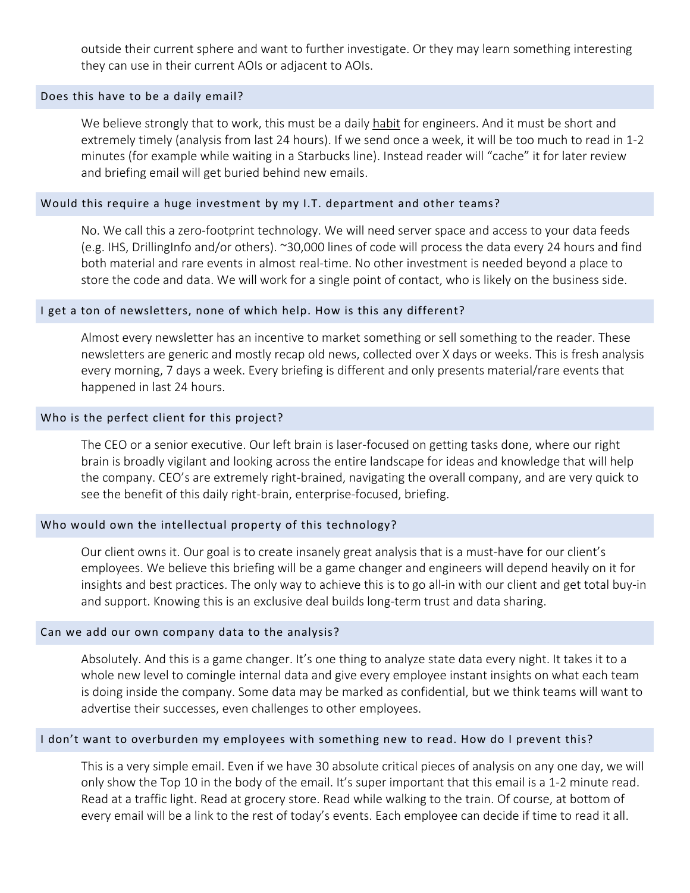outside their current sphere and want to further investigate. Or they may learn something interesting they can use in their current AOIs or adjacent to AOIs.

### Does this have to be a daily email?

We believe strongly that to work, this must be a daily habit for engineers. And it must be short and extremely timely (analysis from last 24 hours). If we send once a week, it will be too much to read in 1-2 minutes (for example while waiting in a Starbucks line). Instead reader will "cache" it for later review and briefing email will get buried behind new emails.

### Would this require a huge investment by my I.T. department and other teams?

No. We call this a zero-footprint technology. We will need server space and access to your data feeds (e.g. IHS, DrillingInfo and/or others). ~30,000 lines of code will process the data every 24 hours and find both material and rare events in almost real-time. No other investment is needed beyond a place to store the code and data. We will work for a single point of contact, who is likely on the business side.

### I get a ton of newsletters, none of which help. How is this any different?

Almost every newsletter has an incentive to market something or sell something to the reader. These newsletters are generic and mostly recap old news, collected over X days or weeks. This is fresh analysis every morning, 7 days a week. Every briefing is different and only presents material/rare events that happened in last 24 hours.

### Who is the perfect client for this project?

The CEO or a senior executive. Our left brain is laser-focused on getting tasks done, where our right brain is broadly vigilant and looking across the entire landscape for ideas and knowledge that will help the company. CEO's are extremely right-brained, navigating the overall company, and are very quick to see the benefit of this daily right-brain, enterprise-focused, briefing.

### Who would own the intellectual property of this technology?

Our client owns it. Our goal is to create insanely great analysis that is a must-have for our client's employees. We believe this briefing will be a game changer and engineers will depend heavily on it for insights and best practices. The only way to achieve this is to go all-in with our client and get total buy-in and support. Knowing this is an exclusive deal builds long-term trust and data sharing.

### Can we add our own company data to the analysis?

Absolutely. And this is a game changer. It's one thing to analyze state data every night. It takes it to a whole new level to comingle internal data and give every employee instant insights on what each team is doing inside the company. Some data may be marked as confidential, but we think teams will want to advertise their successes, even challenges to other employees.

### I don't want to overburden my employees with something new to read. How do I prevent this?

This is a very simple email. Even if we have 30 absolute critical pieces of analysis on any one day, we will only show the Top 10 in the body of the email. It's super important that this email is a 1-2 minute read. Read at a traffic light. Read at grocery store. Read while walking to the train. Of course, at bottom of every email will be a link to the rest of today's events. Each employee can decide if time to read it all.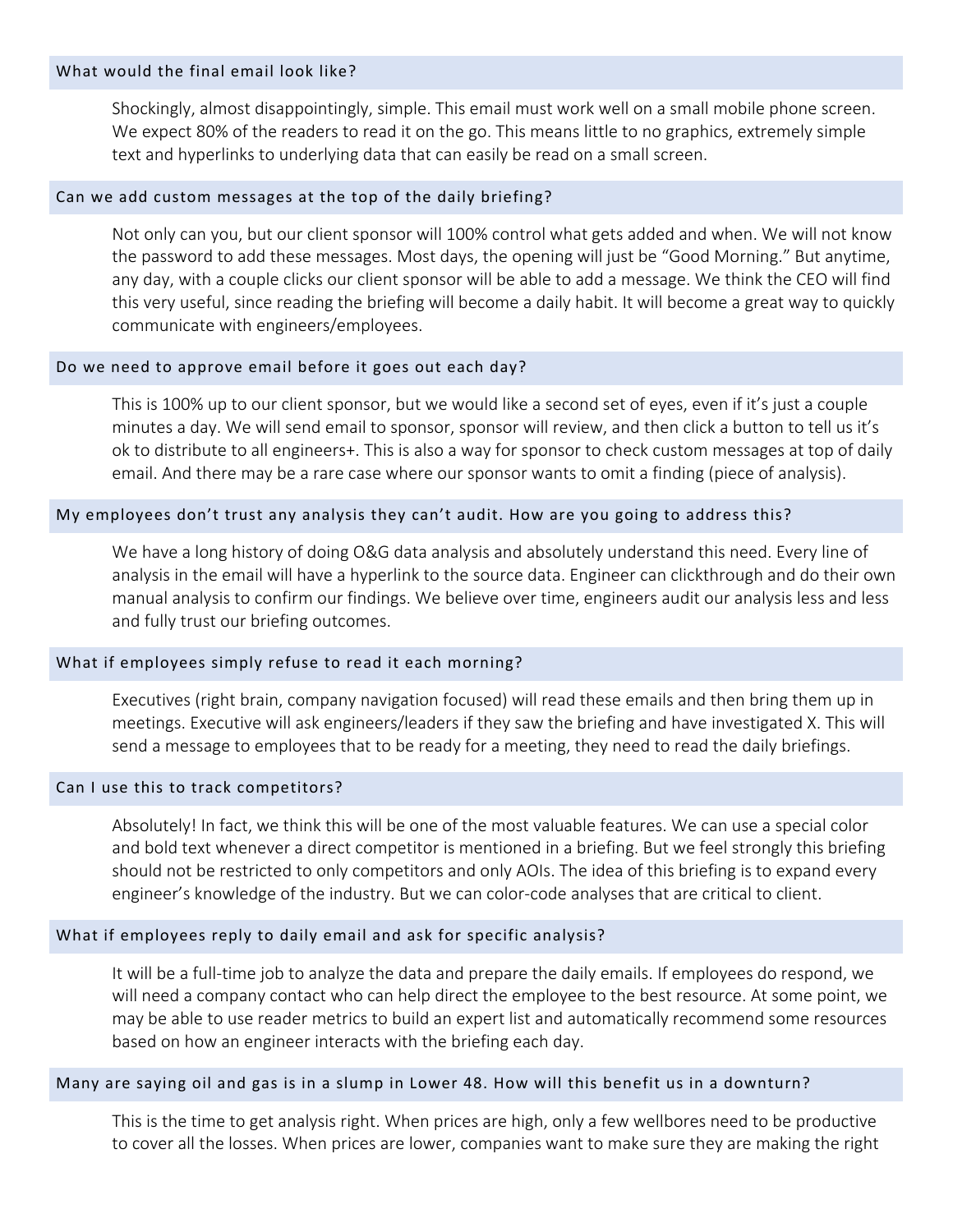### What would the final email look like?

Shockingly, almost disappointingly, simple. This email must work well on a small mobile phone screen. We expect 80% of the readers to read it on the go. This means little to no graphics, extremely simple text and hyperlinks to underlying data that can easily be read on a small screen.

### Can we add custom messages at the top of the daily briefing?

Not only can you, but our client sponsor will 100% control what gets added and when. We will not know the password to add these messages. Most days, the opening will just be "Good Morning." But anytime, any day, with a couple clicks our client sponsor will be able to add a message. We think the CEO will find this very useful, since reading the briefing will become a daily habit. It will become a great way to quickly communicate with engineers/employees.

### Do we need to approve email before it goes out each day?

This is 100% up to our client sponsor, but we would like a second set of eyes, even if it's just a couple minutes a day. We will send email to sponsor, sponsor will review, and then click a button to tell us it's ok to distribute to all engineers+. This is also a way for sponsor to check custom messages at top of daily email. And there may be a rare case where our sponsor wants to omit a finding (piece of analysis).

### My employees don't trust any analysis they can't audit. How are you going to address this?

We have a long history of doing O&G data analysis and absolutely understand this need. Every line of analysis in the email will have a hyperlink to the source data. Engineer can clickthrough and do their own manual analysis to confirm our findings. We believe over time, engineers audit our analysis less and less and fully trust our briefing outcomes.

### What if employees simply refuse to read it each morning?

Executives (right brain, company navigation focused) will read these emails and then bring them up in meetings. Executive will ask engineers/leaders if they saw the briefing and have investigated X. This will send a message to employees that to be ready for a meeting, they need to read the daily briefings.

### Can I use this to track competitors?

Absolutely! In fact, we think this will be one of the most valuable features. We can use a special color and bold text whenever a direct competitor is mentioned in a briefing. But we feel strongly this briefing should not be restricted to only competitors and only AOIs. The idea of this briefing is to expand every engineer's knowledge of the industry. But we can color-code analyses that are critical to client.

### What if employees reply to daily email and ask for specific analysis?

It will be a full-time job to analyze the data and prepare the daily emails. If employees do respond, we will need a company contact who can help direct the employee to the best resource. At some point, we may be able to use reader metrics to build an expert list and automatically recommend some resources based on how an engineer interacts with the briefing each day.

### Many are saying oil and gas is in a slump in Lower 48. How will this benefit us in a downturn?

This is the time to get analysis right. When prices are high, only a few wellbores need to be productive to cover all the losses. When prices are lower, companies want to make sure they are making the right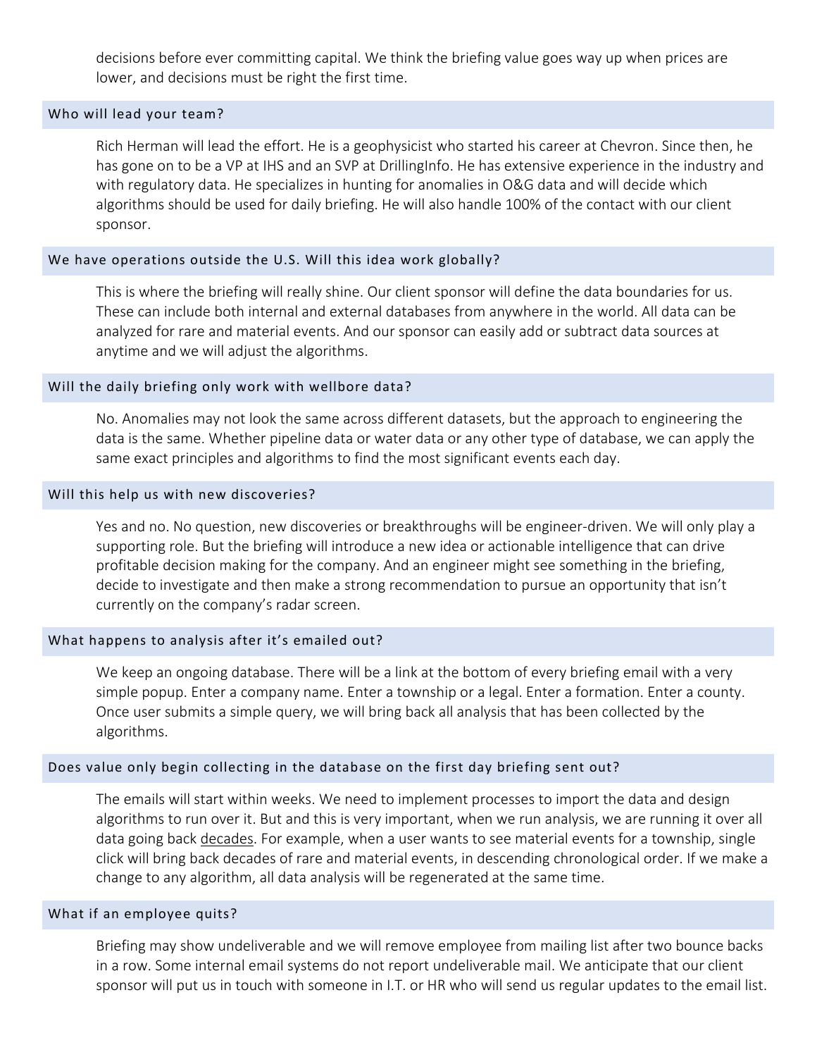decisions before ever committing capital. We think the briefing value goes way up when prices are lower, and decisions must be right the first time.

### Who will lead your team?

Rich Herman will lead the effort. He is a geophysicist who started his career at Chevron. Since then, he has gone on to be a VP at IHS and an SVP at DrillingInfo. He has extensive experience in the industry and with regulatory data. He specializes in hunting for anomalies in O&G data and will decide which algorithms should be used for daily briefing. He will also handle 100% of the contact with our client sponsor.

### We have operations outside the U.S. Will this idea work globally?

This is where the briefing will really shine. Our client sponsor will define the data boundaries for us. These can include both internal and external databases from anywhere in the world. All data can be analyzed for rare and material events. And our sponsor can easily add or subtract data sources at anytime and we will adjust the algorithms.

### Will the daily briefing only work with wellbore data?

No. Anomalies may not look the same across different datasets, but the approach to engineering the data is the same. Whether pipeline data or water data or any other type of database, we can apply the same exact principles and algorithms to find the most significant events each day.

### Will this help us with new discoveries?

Yes and no. No question, new discoveries or breakthroughs will be engineer-driven. We will only play a supporting role. But the briefing will introduce a new idea or actionable intelligence that can drive profitable decision making for the company. And an engineer might see something in the briefing, decide to investigate and then make a strong recommendation to pursue an opportunity that isn't currently on the company's radar screen.

### What happens to analysis after it's emailed out?

We keep an ongoing database. There will be a link at the bottom of every briefing email with a very simple popup. Enter a company name. Enter a township or a legal. Enter a formation. Enter a county. Once user submits a simple query, we will bring back all analysis that has been collected by the algorithms.

### Does value only begin collecting in the database on the first day briefing sent out?

The emails will start within weeks. We need to implement processes to import the data and design algorithms to run over it. But and this is very important, when we run analysis, we are running it over all data going back <u>decades</u>. For example, when a user wants to see material events for a township, single click will bring back decades of rare and material events, in descending chronological order. If we make a change to any algorithm, all data analysis will be regenerated at the same time.

### What if an employee quits?

Briefing may show undeliverable and we will remove employee from mailing list after two bounce backs in a row. Some internal email systems do not report undeliverable mail. We anticipate that our client sponsor will put us in touch with someone in I.T. or HR who will send us regular updates to the email list.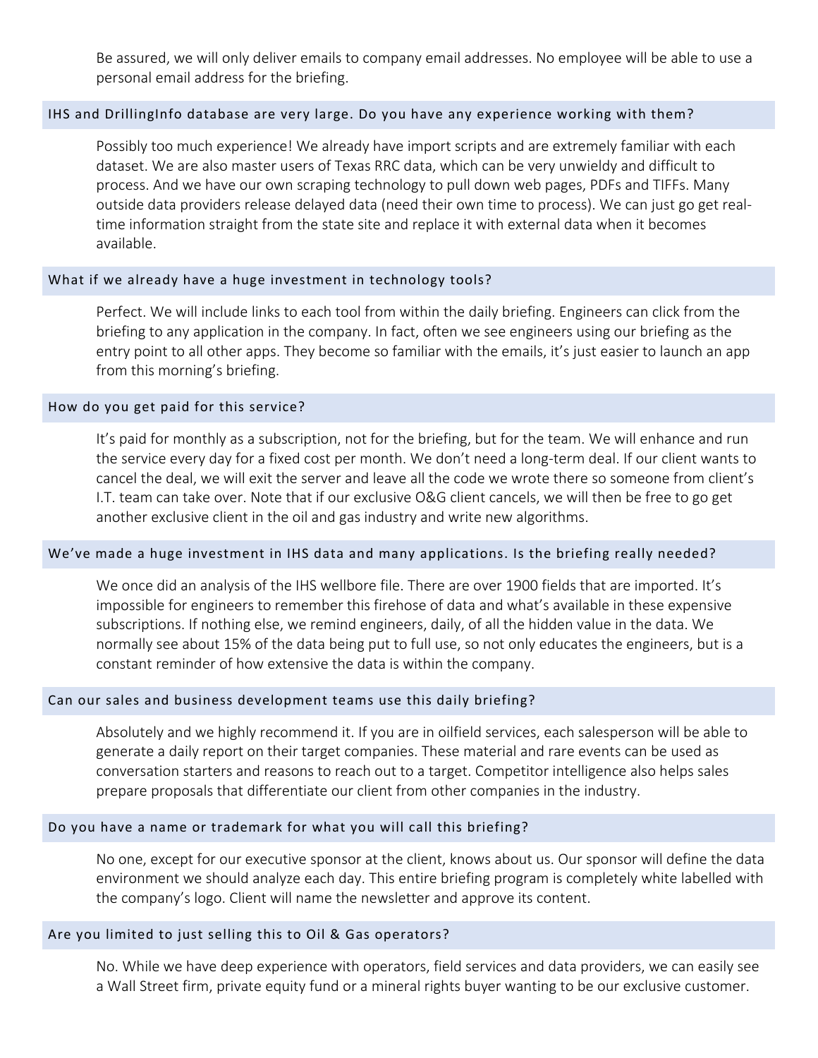Be assured, we will only deliver emails to company email addresses. No employee will be able to use a personal email address for the briefing.

### IHS and DrillingInfo database are very large. Do you have any experience working with them?

Possibly too much experience! We already have import scripts and are extremely familiar with each dataset. We are also master users of Texas RRC data, which can be very unwieldy and difficult to process. And we have our own scraping technology to pull down web pages, PDFs and TIFFs. Many outside data providers release delayed data (need their own time to process). We can just go get real-time information straight from the state site and replace it with external data when it becomes available.

### What if we already have a huge investment in technology tools?

Perfect. We will include links to each tool from within the daily briefing. Engineers can click from the briefing to any application in the company. In fact, often we see engineers using our briefing as the entry point to all other apps. They become so familiar with the emails, it's just easier to launch an app from this morning's briefing.

### How do you get paid for this service?

It's paid for monthly as a subscription, not for the briefing, but for the team. We will enhance and run the service every day for a fixed cost per month. We don't need a long-term deal. If our client wants to cancel the deal, we will exit the server and leave all the code we wrote there so someone from client's I.T. team can take over. Note that if our exclusive O&G client cancels, we will then be free to go get another exclusive client in the oil and gas industry and write new algorithms.

### We've made a huge investment in IHS data and many applications. Is the briefing really needed?

We once did an analysis of the IHS wellbore file. There are over 1900 fields that are imported. It's impossible for engineers to remember this firehose of data and what's available in these expensive subscriptions. If nothing else, we remind engineers, daily, of all the hidden value in the data. We normally see about 15% of the data being put to full use, so not only educates the engineers, but is a constant reminder of how extensive the data is within the company.

### Can our sales and business development teams use this daily briefing?

Absolutely and we highly recommend it. If you are in oilfield services, each salesperson will be able to generate a daily report on their target companies. These material and rare events can be used as conversation starters and reasons to reach out to a target. Competitor intelligence also helps sales prepare proposals that differentiate our client from other companies in the industry.

### Do you have a name or trademark for what you will call this briefing?

No one, except for our executive sponsor at the client, knows about us. Our sponsor will define the data environment we should analyze each day. This entire briefing program is completely white labelled with the company's logo. Client will name the newsletter and approve its content.

### Are you limited to just selling this to Oil & Gas operators?

No. While we have deep experience with operators, field services and data providers, we can easily see a Wall Street firm, private equity fund or a mineral rights buyer wanting to be our exclusive customer.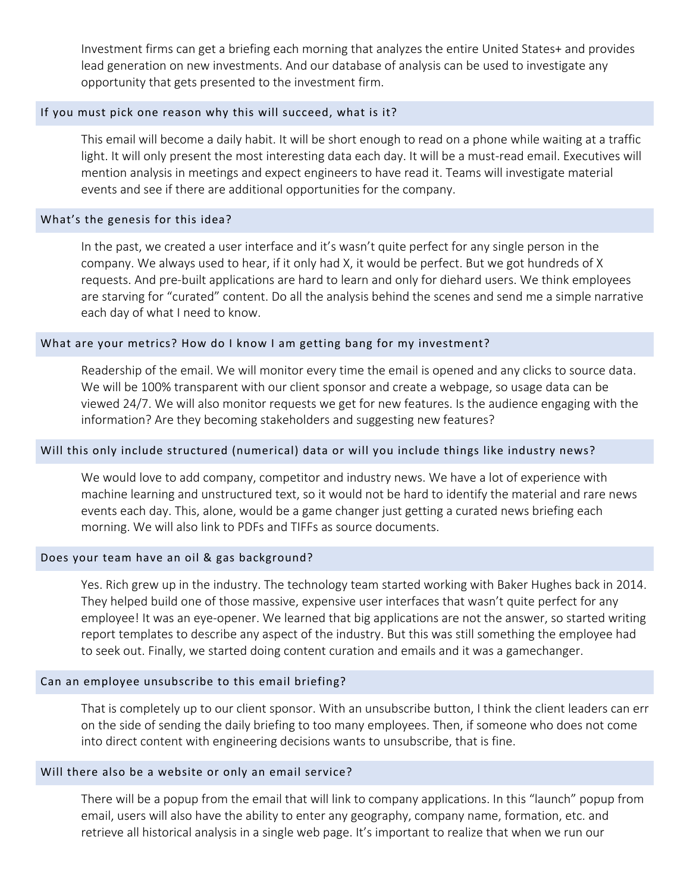Investment firms can get a briefing each morning that analyzes the entire United States+ and provides lead generation on new investments. And our database of analysis can be used to investigate any opportunity that gets presented to the investment firm.

### If you must pick one reason why this will succeed, what is it?

This email will become a daily habit. It will be short enough to read on a phone while waiting at a traffic light. It will only present the most interesting data each day. It will be a must-read email. Executives will mention analysis in meetings and expect engineers to have read it. Teams will investigate material events and see if there are additional opportunities for the company.

### What's the genesis for this idea?

In the past, we created a user interface and it's wasn't quite perfect for any single person in the company. We always used to hear, if it only had X, it would be perfect. But we got hundreds of X requests. And pre-built applications are hard to learn and only for diehard users. We think employees are starving for "curated" content. Do all the analysis behind the scenes and send me a simple narrative each day of what I need to know.

### What are your metrics? How do I know I am getting bang for my investment?

Readership of the email. We will monitor every time the email is opened and any clicks to source data. We will be 100% transparent with our client sponsor and create a webpage, so usage data can be viewed 24/7. We will also monitor requests we get for new features. Is the audience engaging with the information? Are they becoming stakeholders and suggesting new features?

### Will this only include structured (numerical) data or will you include things like industry news?

We would love to add company, competitor and industry news. We have a lot of experience with machine learning and unstructured text, so it would not be hard to identify the material and rare news events each day. This, alone, would be a game changer just getting a curated news briefing each morning. We will also link to PDFs and TIFFs as source documents.

### Does your team have an oil & gas background?

Yes. Rich grew up in the industry. The technology team started working with Baker Hughes back in 2014. They helped build one of those massive, expensive user interfaces that wasn't quite perfect for any employee! It was an eye-opener. We learned that big applications are not the answer, so started writing report templates to describe any aspect of the industry. But this was still something the employee had to seek out. Finally, we started doing content curation and emails and it was a gamechanger.

### Can an employee unsubscribe to this email briefing?

That is completely up to our client sponsor. With an unsubscribe button, I think the client leaders can err on the side of sending the daily briefing to too many employees. Then, if someone who does not come into direct content with engineering decisions wants to unsubscribe, that is fine.

### Will there also be a website or only an email service?

There will be a popup from the email that will link to company applications. In this "launch" popup from email, users will also have the ability to enter any geography, company name, formation, etc. and retrieve all historical analysis in a single web page. It's important to realize that when we run our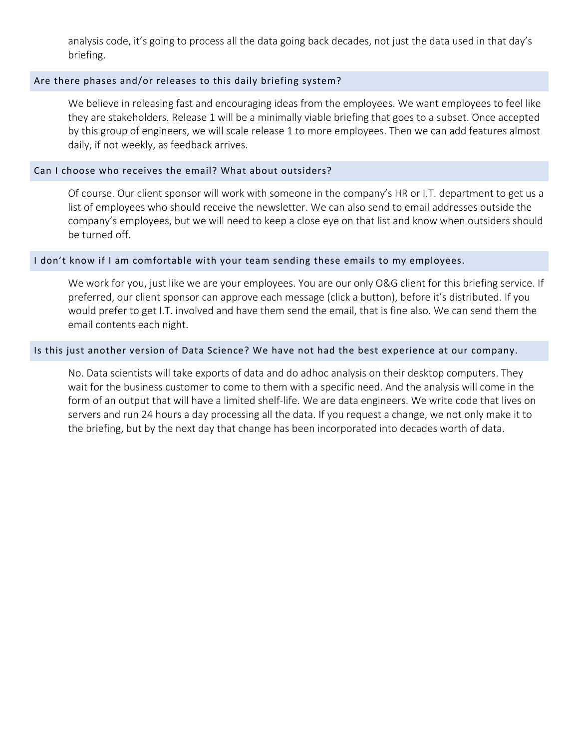analysis code, it's going to process all the data going back decades, not just the data used in that day's briefing.

### Are there phases and/or releases to this daily briefing system?

We believe in releasing fast and encouraging ideas from the employees. We want employees to feel like they are stakeholders. Release 1 will be a minimally viable briefing that goes to a subset. Once accepted by this group of engineers, we will scale release 1 to more employees. Then we can add features almost daily, if not weekly, as feedback arrives.

### Can I choose who receives the email? What about outsiders?

Of course. Our client sponsor will work with someone in the company's HR or I.T. department to get us a list of employees who should receive the newsletter. We can also send to email addresses outside the company's employees, but we will need to keep a close eye on that list and know when outsiders should be turned off.

### I don't know if I am comfortable with your team sending these emails to my employees.

We work for you, just like we are your employees. You are our only O&G client for this briefing service. If preferred, our client sponsor can approve each message (click a button), before it's distributed. If you would prefer to get I.T. involved and have them send the email, that is fine also. We can send them the email contents each night.

### Is this just another version of Data Science? We have not had the best experience at our company.

No. Data scientists will take exports of data and do adhoc analysis on their desktop computers. They wait for the business customer to come to them with a specific need. And the analysis will come in the form of an output that will have a limited shelf-life. We are data engineers. We write code that lives on servers and run 24 hours a day processing all the data. If you request a change, we not only make it to the briefing, but by the next day that change has been incorporated into decades worth of data.